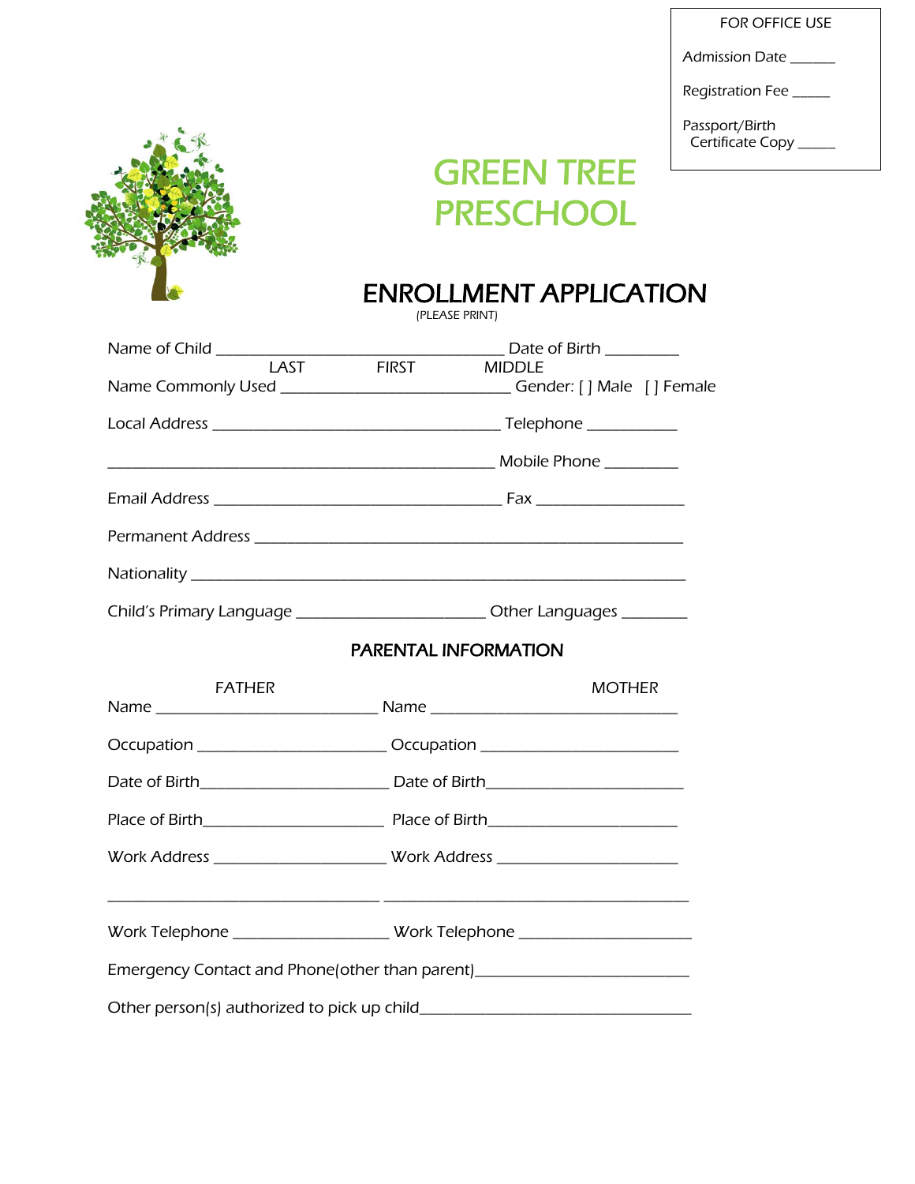FOR OFFICE USE

Admission Date ______

Registration Fee _____

Passport/Birth Certificate Copy _____

# GREEN TREE PRESCHOOL

## ENROLLMENT APPLICATION

(PLEASE PRINT)

Name of Child ___________________________________ Date of Birth _________

LAST FIRST MIDDLE

Name Commonly Used ____________________________ Gender: [ ] Male [ ] Female

Local Address ___________________________________ Telephone ___________

_______________________________________________ Mobile Phone _________

Email Address ___________________________________ Fax _________________

Permanent Address _____________________________________________________

Nationality _______________________________________________________________

Child's Primary Language _______________________ Other Languages ________

### PARENTAL INFORMATION

| FATHER | MOTHER |
|---|---|
| Name ___________________________ | Name ______________________________ |
| Occupation ______________________ | Occupation ________________________ |
| Date of Birth______________________ | Date of Birth________________________ |
| Place of Birth_____________________ | Place of Birth_______________________ |
| Work Address ____________________ | Work Address _______________________ |
| _________________________________ | _____________________________________ |
| Work Telephone __________________ | Work Telephone _____________________ |

Emergency Contact and Phone(other than parent)___________________________

Other person(s) authorized to pick up child_________________________________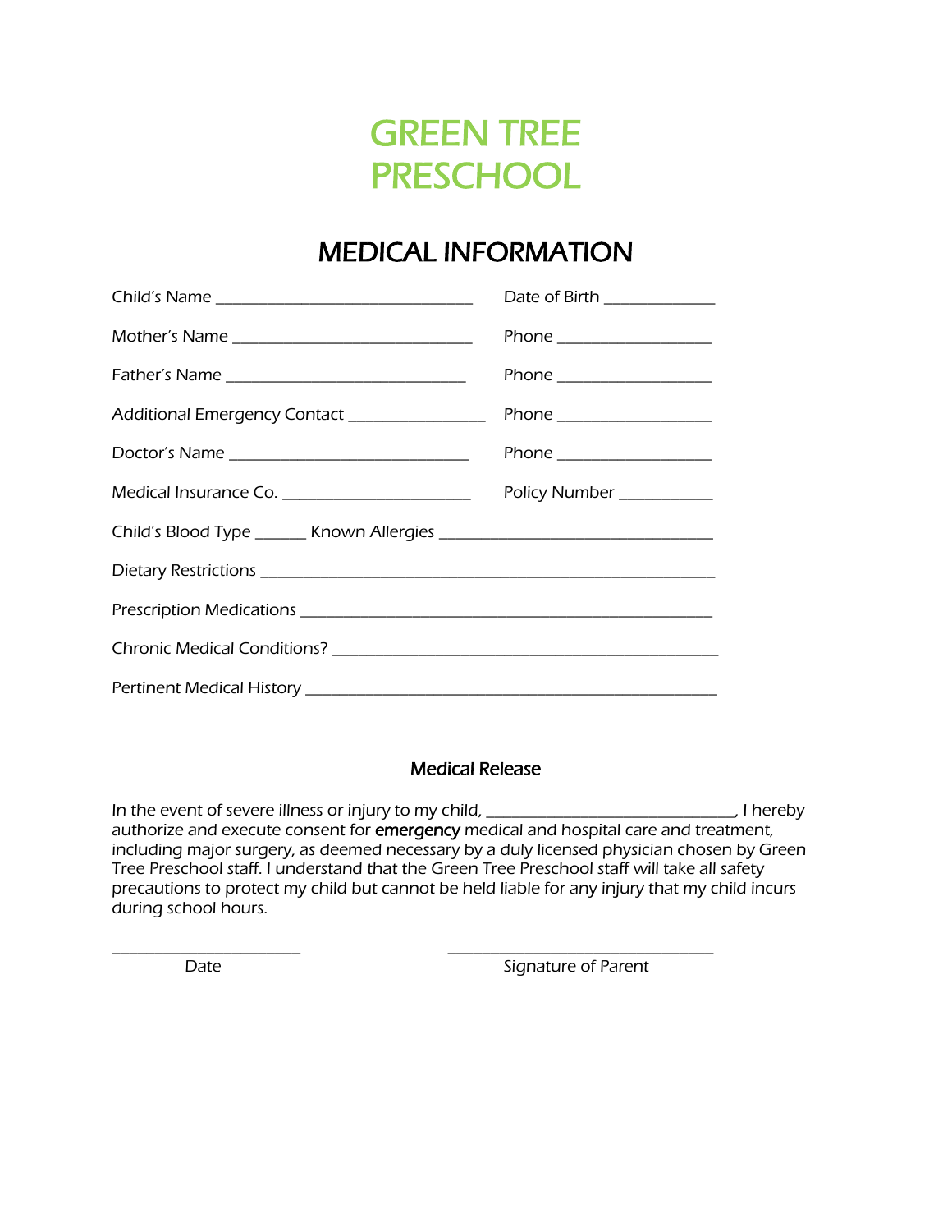# GREEN TREE PRESCHOOL

## MEDICAL INFORMATION

Child's Name ________________________________ Date of Birth ______________

Mother's Name ______________________________ Phone ____________________

Father's Name ______________________________ Phone ____________________

Additional Emergency Contact _________________ Phone ____________________

Doctor's Name ______________________________ Phone ____________________

Medical Insurance Co. ________________________ Policy Number ____________

Child's Blood Type _______ Known Allergies __________________________________

Dietary Restrictions _________________________________________________________

Prescription Medications ____________________________________________________

Chronic Medical Conditions? _________________________________________________

Pertinent Medical History ___________________________________________________

### Medical Release

In the event of severe illness or injury to my child, _______________________________, I hereby authorize and execute consent for **emergency** medical and hospital care and treatment, including major surgery, as deemed necessary by a duly licensed physician chosen by Green Tree Preschool staff. I understand that the Green Tree Preschool staff will take all safety precautions to protect my child but cannot be held liable for any injury that my child incurs during school hours.

________________________ Date

__________________________________ Signature of Parent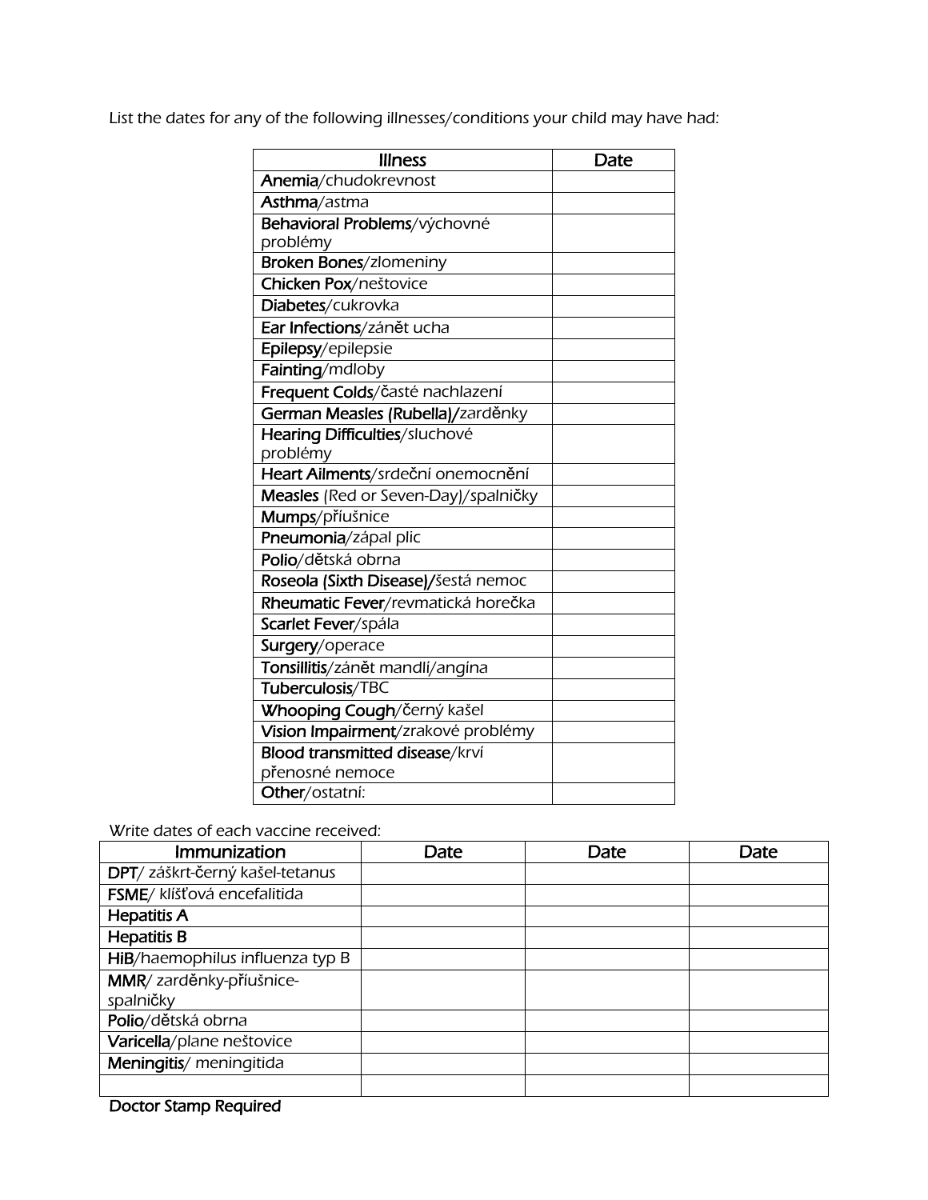List the dates for any of the following illnesses/conditions your child may have had:

| Illness | Date |
|---|---|
| **Anemia**/chudokrevnost | |
| **Asthma**/astma | |
| **Behavioral Problems**/výchovné problémy | |
| **Broken Bones**/zlomeniny | |
| **Chicken Pox**/neštovice | |
| **Diabetes**/cukrovka | |
| **Ear Infections**/zánět ucha | |
| **Epilepsy**/epilepsie | |
| **Fainting**/mdloby | |
| **Frequent Colds**/časté nachlazení | |
| **German Measles (Rubella)/**zarděnky | |
| **Hearing Difficulties**/sluchové problémy | |
| **Heart Ailments**/srdeční onemocnění | |
| **Measles** (Red or Seven-Day)/spalničky | |
| **Mumps**/příušnice | |
| **Pneumonia**/zápal plic | |
| **Polio**/dětská obrna | |
| **Roseola (Sixth Disease)/**šestá nemoc | |
| **Rheumatic Fever**/revmatická horečka | |
| **Scarlet Fever**/spála | |
| **Surgery**/operace | |
| **Tonsillitis**/zánět mandlí/angína | |
| **Tuberculosis**/TBC | |
| **Whooping Cough**/černý kašel | |
| **Vision Impairment**/zrakové problémy | |
| **Blood transmitted disease**/krví přenosné nemoce | |
| **Other**/ostatní: | |

Write dates of each vaccine received:

| Immunization | Date | Date | Date |
|---|---|---|---|
| **DPT**/ záškrt-černý kašel-tetanus | | | |
| **FSME**/ klíšťová encefalitida | | | |
| **Hepatitis A** | | | |
| **Hepatitis B** | | | |
| **HiB**/haemophilus influenza typ B | | | |
| **MMR**/ zarděnky-příušnice-spalničky | | | |
| **Polio**/dětská obrna | | | |
| **Varicella**/plane neštovice | | | |
| **Meningitis**/ meningitida | | | |
| | | | |

**Doctor Stamp Required**